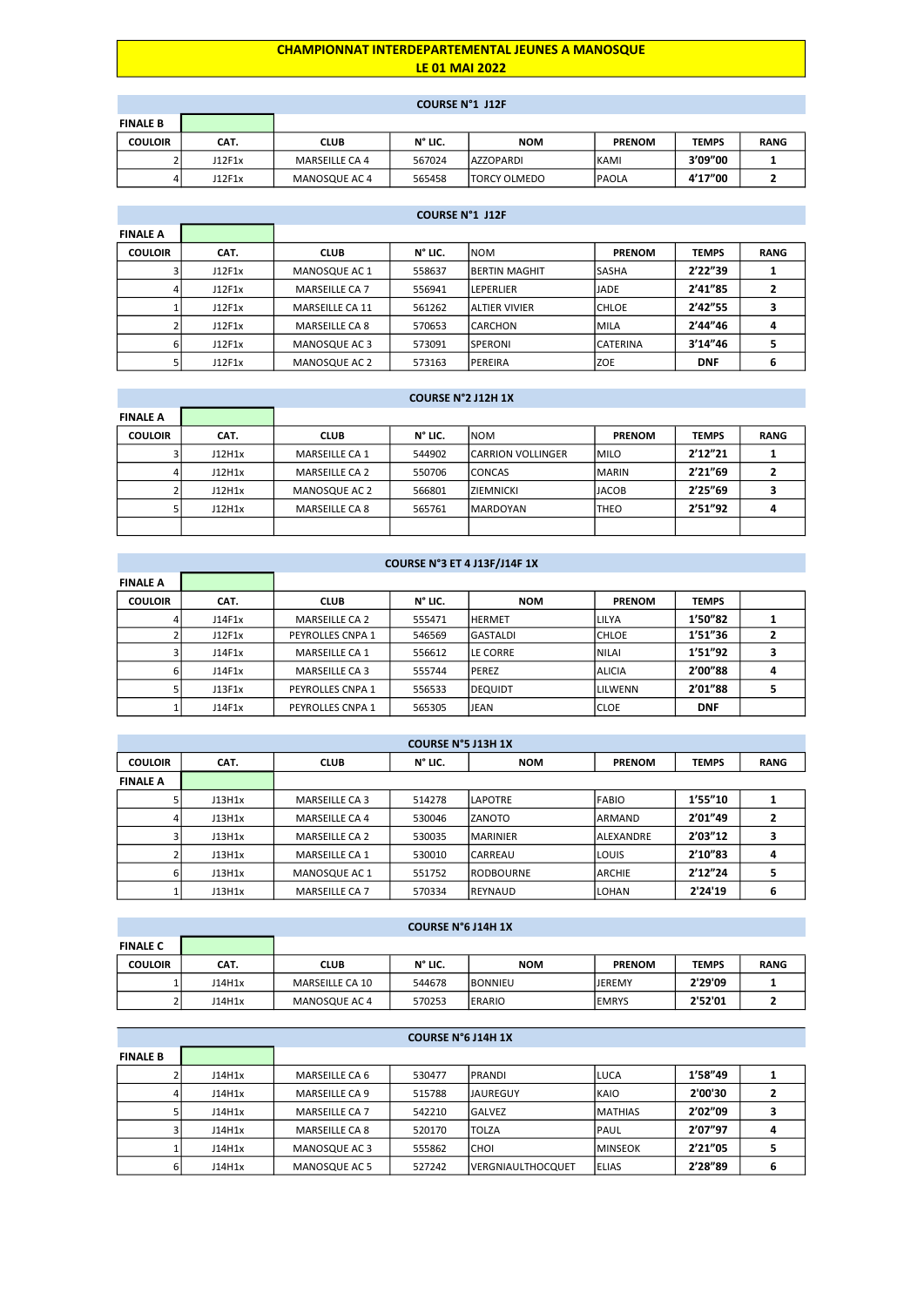# CHAMPIONNAT INTERDEPARTEMENTAL JEUNES A MANOSQUE
## LE 01 MAI 2022

### COURSE N°1 J12F

**FINALE B**

| COULOIR | CAT. | CLUB | N° LIC. | NOM | PRENOM | TEMPS | RANG |
|---|---|---|---|---|---|---|---|
| 2 | J12F1x | MARSEILLE CA 4 | 567024 | AZZOPARDI | KAMI | 3'09''00 | 1 |
| 4 | J12F1x | MANOSQUE AC 4 | 565458 | TORCY OLMEDO | PAOLA | 4'17''00 | 2 |

### COURSE N°1 J12F

**FINALE A**

| COULOIR | CAT. | CLUB | N° LIC. | NOM | PRENOM | TEMPS | RANG |
|---|---|---|---|---|---|---|---|
| 3 | J12F1x | MANOSQUE AC 1 | 558637 | BERTIN MAGHIT | SASHA | 2'22''39 | 1 |
| 4 | J12F1x | MARSEILLE CA 7 | 556941 | LEPERLIER | JADE | 2'41''85 | 2 |
| 1 | J12F1x | MARSEILLE CA 11 | 561262 | ALTIER VIVIER | CHLOE | 2'42''55 | 3 |
| 2 | J12F1x | MARSEILLE CA 8 | 570653 | CARCHON | MILA | 2'44''46 | 4 |
| 6 | J12F1x | MANOSQUE AC 3 | 573091 | SPERONI | CATERINA | 3'14''46 | 5 |
| 5 | J12F1x | MANOSQUE AC 2 | 573163 | PEREIRA | ZOE | DNF | 6 |

### COURSE N°2 J12H 1X

**FINALE A**

| COULOIR | CAT. | CLUB | N° LIC. | NOM | PRENOM | TEMPS | RANG |
|---|---|---|---|---|---|---|---|
| 3 | J12H1x | MARSEILLE CA 1 | 544902 | CARRION VOLLINGER | MILO | 2'12''21 | 1 |
| 4 | J12H1x | MARSEILLE CA 2 | 550706 | CONCAS | MARIN | 2'21''69 | 2 |
| 2 | J12H1x | MANOSQUE AC 2 | 566801 | ZIEMNICKI | JACOB | 2'25''69 | 3 |
| 5 | J12H1x | MARSEILLE CA 8 | 565761 | MARDOYAN | THEO | 2'51''92 | 4 |
| | | | | | | | |

### COURSE N°3 ET 4 J13F/J14F 1X

**FINALE A**

| COULOIR | CAT. | CLUB | N° LIC. | NOM | PRENOM | TEMPS | |
|---|---|---|---|---|---|---|---|
| 4 | J14F1x | MARSEILLE CA 2 | 555471 | HERMET | LILYA | 1'50''82 | 1 |
| 2 | J12F1x | PEYROLLES CNPA 1 | 546569 | GASTALDI | CHLOE | 1'51''36 | 2 |
| 3 | J14F1x | MARSEILLE CA 1 | 556612 | LE CORRE | NILAI | 1'51''92 | 3 |
| 6 | J14F1x | MARSEILLE CA 3 | 555744 | PEREZ | ALICIA | 2'00''88 | 4 |
| 5 | J13F1x | PEYROLLES CNPA 1 | 556533 | DEQUIDT | LILWENN | 2'01''88 | 5 |
| 1 | J14F1x | PEYROLLES CNPA 1 | 565305 | JEAN | CLOE | DNF | |

### COURSE N°5 J13H 1X

| COULOIR | CAT. | CLUB | N° LIC. | NOM | PRENOM | TEMPS | RANG |
|---|---|---|---|---|---|---|---|
| **FINALE A** | | | | | | | |
| 5 | J13H1x | MARSEILLE CA 3 | 514278 | LAPOTRE | FABIO | 1'55''10 | 1 |
| 4 | J13H1x | MARSEILLE CA 4 | 530046 | ZANOTO | ARMAND | 2'01''49 | 2 |
| 3 | J13H1x | MARSEILLE CA 2 | 530035 | MARINIER | ALEXANDRE | 2'03''12 | 3 |
| 2 | J13H1x | MARSEILLE CA 1 | 530010 | CARREAU | LOUIS | 2'10''83 | 4 |
| 6 | J13H1x | MANOSQUE AC 1 | 551752 | RODBOURNE | ARCHIE | 2'12''24 | 5 |
| 1 | J13H1x | MARSEILLE CA 7 | 570334 | REYNAUD | LOHAN | 2'24'19 | 6 |

### COURSE N°6 J14H 1X

**FINALE C**

| COULOIR | CAT. | CLUB | N° LIC. | NOM | PRENOM | TEMPS | RANG |
|---|---|---|---|---|---|---|---|
| 1 | J14H1x | MARSEILLE CA 10 | 544678 | BONNIEU | JEREMY | 2'29'09 | 1 |
| 2 | J14H1x | MANOSQUE AC 4 | 570253 | ERARIO | EMRYS | 2'52'01 | 2 |

### COURSE N°6 J14H 1X

**FINALE B**

| COULOIR | CAT. | CLUB | N° LIC. | NOM | PRENOM | TEMPS | RANG |
|---|---|---|---|---|---|---|---|
| 2 | J14H1x | MARSEILLE CA 6 | 530477 | PRANDI | LUCA | 1'58''49 | 1 |
| 4 | J14H1x | MARSEILLE CA 9 | 515788 | JAUREGUY | KAIO | 2'00'30 | 2 |
| 5 | J14H1x | MARSEILLE CA 7 | 542210 | GALVEZ | MATHIAS | 2'02''09 | 3 |
| 3 | J14H1x | MARSEILLE CA 8 | 520170 | TOLZA | PAUL | 2'07''97 | 4 |
| 1 | J14H1x | MANOSQUE AC 3 | 555862 | CHOI | MINSEOK | 2'21''05 | 5 |
| 6 | J14H1x | MANOSQUE AC 5 | 527242 | VERGNIAULTHOCQUET | ELIAS | 2'28''89 | 6 |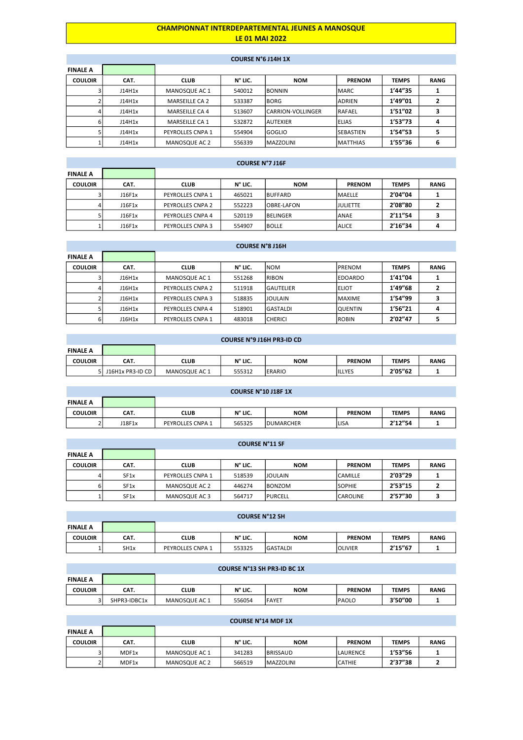# CHAMPIONNAT INTERDEPARTEMENTAL JEUNES A MANOSQUE
## LE 01 MAI 2022

### COURSE N°6 J14H 1X

FINALE A

| COULOIR | CAT. | CLUB | N° LIC. | NOM | PRENOM | TEMPS | RANG |
|---|---|---|---|---|---|---|---|
| 3 | J14H1x | MANOSQUE AC 1 | 540012 | BONNIN | MARC | 1'44"35 | 1 |
| 2 | J14H1x | MARSEILLE CA 2 | 533387 | BORG | ADRIEN | 1'49"01 | 2 |
| 4 | J14H1x | MARSEILLE CA 4 | 513607 | CARRION-VOLLINGER | RAFAEL | 1'51"02 | 3 |
| 6 | J14H1x | MARSEILLE CA 1 | 532872 | AUTEXIER | ELIAS | 1'53"73 | 4 |
| 5 | J14H1x | PEYROLLES CNPA 1 | 554904 | GOGLIO | SEBASTIEN | 1'54"53 | 5 |
| 1 | J14H1x | MANOSQUE AC 2 | 556339 | MAZZOLINI | MATTHIAS | 1'55"36 | 6 |

### COURSE N°7 J16F

FINALE A

| COULOIR | CAT. | CLUB | N° LIC. | NOM | PRENOM | TEMPS | RANG |
|---|---|---|---|---|---|---|---|
| 3 | J16F1x | PEYROLLES CNPA 1 | 465021 | BUFFARD | MAELLE | 2'04"04 | 1 |
| 4 | J16F1x | PEYROLLES CNPA 2 | 552223 | OBRE-LAFON | JULIETTE | 2'08"80 | 2 |
| 5 | J16F1x | PEYROLLES CNPA 4 | 520119 | BELINGER | ANAE | 2'11"54 | 3 |
| 1 | J16F1x | PEYROLLES CNPA 3 | 554907 | BOLLE | ALICE | 2'16"34 | 4 |

### COURSE N°8 J16H

FINALE A

| COULOIR | CAT. | CLUB | N° LIC. | NOM | PRENOM | TEMPS | RANG |
|---|---|---|---|---|---|---|---|
| 3 | J16H1x | MANOSQUE AC 1 | 551268 | RIBON | EDOARDO | 1'41"04 | 1 |
| 4 | J16H1x | PEYROLLES CNPA 2 | 511918 | GAUTELIER | ELIOT | 1'49"68 | 2 |
| 2 | J16H1x | PEYROLLES CNPA 3 | 518835 | JOULAIN | MAXIME | 1'54"99 | 3 |
| 5 | J16H1x | PEYROLLES CNPA 4 | 518901 | GASTALDI | QUENTIN | 1'56"21 | 4 |
| 6 | J16H1x | PEYROLLES CNPA 1 | 483018 | CHERICI | ROBIN | 2'02"47 | 5 |

### COURSE N°9 J16H PR3-ID CD

FINALE A

| COULOIR | CAT. | CLUB | N° LIC. | NOM | PRENOM | TEMPS | RANG |
|---|---|---|---|---|---|---|---|
| 5 | J16H1x PR3-ID CD | MANOSQUE AC 1 | 555312 | ERARIO | ILLYES | 2'05"62 | 1 |

### COURSE N°10 J18F 1X

FINALE A

| COULOIR | CAT. | CLUB | N° LIC. | NOM | PRENOM | TEMPS | RANG |
|---|---|---|---|---|---|---|---|
| 2 | J18F1x | PEYROLLES CNPA 1 | 565325 | DUMARCHER | LISA | 2'12"54 | 1 |

### COURSE N°11 SF

FINALE A

| COULOIR | CAT. | CLUB | N° LIC. | NOM | PRENOM | TEMPS | RANG |
|---|---|---|---|---|---|---|---|
| 4 | SF1x | PEYROLLES CNPA 1 | 518539 | JOULAIN | CAMILLE | 2'03"29 | 1 |
| 6 | SF1x | MANOSQUE AC 2 | 446274 | BONZOM | SOPHIE | 2'53"15 | 2 |
| 1 | SF1x | MANOSQUE AC 3 | 564717 | PURCELL | CAROLINE | 2'57"30 | 3 |

### COURSE N°12 SH

FINALE A

| COULOIR | CAT. | CLUB | N° LIC. | NOM | PRENOM | TEMPS | RANG |
|---|---|---|---|---|---|---|---|
| 1 | SH1x | PEYROLLES CNPA 1 | 553325 | GASTALDI | OLIVIER | 2'15"67 | 1 |

### COURSE N°13 SH PR3-ID BC 1X

FINALE A

| COULOIR | CAT. | CLUB | N° LIC. | NOM | PRENOM | TEMPS | RANG |
|---|---|---|---|---|---|---|---|
| 3 | SHPR3-IDBC1x | MANOSQUE AC 1 | 556054 | FAYET | PAOLO | 3'50"00 | 1 |

### COURSE N°14 MDF 1X

FINALE A

| COULOIR | CAT. | CLUB | N° LIC. | NOM | PRENOM | TEMPS | RANG |
|---|---|---|---|---|---|---|---|
| 3 | MDF1x | MANOSQUE AC 1 | 341283 | BRISSAUD | LAURENCE | 1'53"56 | 1 |
| 2 | MDF1x | MANOSQUE AC 2 | 566519 | MAZZOLINI | CATHIE | 2'37"38 | 2 |